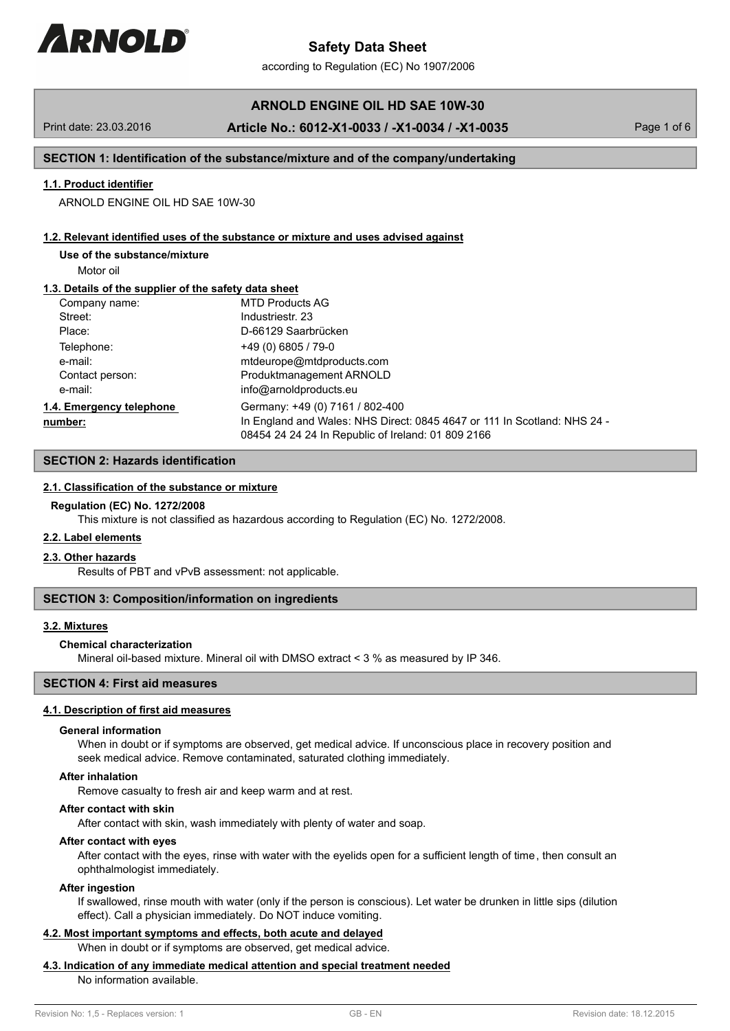# Safety Data Sheet

according to Regulation (EC) No 1907/2006

## ARNOLD ENGINE OIL HD SAE 10W-30

Print date: 23.03.2016 **Article No.: 6012-X1-0033 / -X1-0034 / -X1-0035**

## SECTION 1: Identification of the substance/mixture and of the company/undertaking

### 1.1. Product identifier

ARNOLD ENGINE OIL HD SAE 10W-30

### 1.2. Relevant identified uses of the substance or mixture and uses advised against

**Use of the substance/mixture**

Motor oil

### 1.3. Details of the supplier of the safety data sheet

| | |
|---|---|
| Company name: | MTD Products AG |
| Street: | Industriestr. 23 |
| Place: | D-66129 Saarbrücken |
| Telephone: | +49 (0) 6805 / 79-0 |
| e-mail: | mtdeurope@mtdproducts.com |
| Contact person: | Produktmanagement ARNOLD |
| e-mail: | info@arnoldproducts.eu |
| **1.4. Emergency telephone number:** | Germany: +49 (0) 7161 / 802-400<br>In England and Wales: NHS Direct: 0845 4647 or 111 In Scotland: NHS 24 - 08454 24 24 24 In Republic of Ireland: 01 809 2166 |

## SECTION 2: Hazards identification

### 2.1. Classification of the substance or mixture

**Regulation (EC) No. 1272/2008**

This mixture is not classified as hazardous according to Regulation (EC) No. 1272/2008.

### 2.2. Label elements

### 2.3. Other hazards

Results of PBT and vPvB assessment: not applicable.

## SECTION 3: Composition/information on ingredients

### 3.2. Mixtures

**Chemical characterization**

Mineral oil-based mixture. Mineral oil with DMSO extract < 3 % as measured by IP 346.

## SECTION 4: First aid measures

### 4.1. Description of first aid measures

**General information**

When in doubt or if symptoms are observed, get medical advice. If unconscious place in recovery position and seek medical advice. Remove contaminated, saturated clothing immediately.

**After inhalation**

Remove casualty to fresh air and keep warm and at rest.

**After contact with skin**

After contact with skin, wash immediately with plenty of water and soap.

**After contact with eyes**

After contact with the eyes, rinse with water with the eyelids open for a sufficient length of time, then consult an ophthalmologist immediately.

**After ingestion**

If swallowed, rinse mouth with water (only if the person is conscious). Let water be drunken in little sips (dilution effect). Call a physician immediately. Do NOT induce vomiting.

### 4.2. Most important symptoms and effects, both acute and delayed

When in doubt or if symptoms are observed, get medical advice.

### 4.3. Indication of any immediate medical attention and special treatment needed

No information available.

Revision No: 1,5 - Replaces version: 1 GB - EN Revision date: 18.12.2015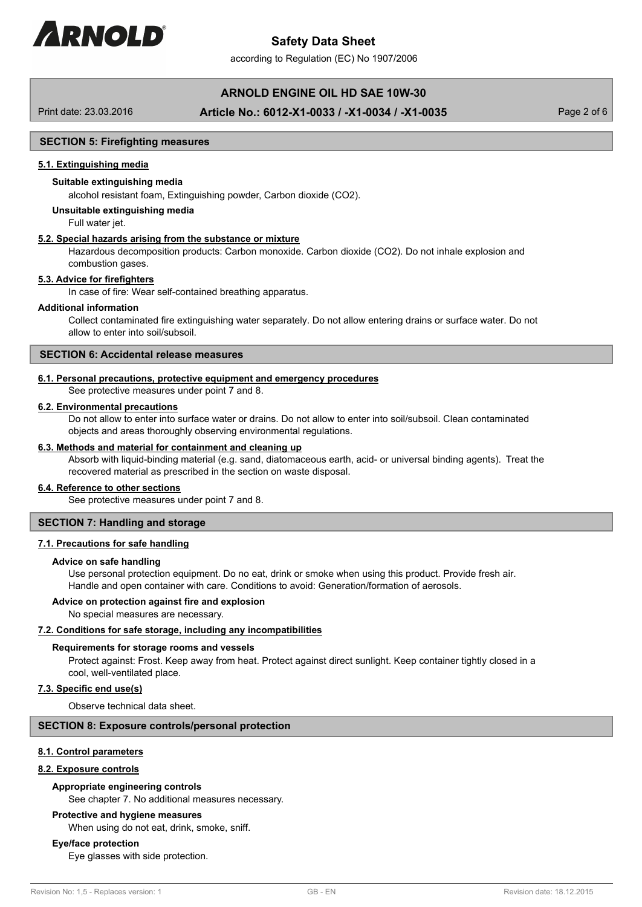## SECTION 5: Firefighting measures

### 5.1. Extinguishing media

**Suitable extinguishing media**

alcohol resistant foam, Extinguishing powder, Carbon dioxide ($CO_2$).

**Unsuitable extinguishing media**

Full water jet.

### 5.2. Special hazards arising from the substance or mixture

Hazardous decomposition products: Carbon monoxide. Carbon dioxide ($CO_2$). Do not inhale explosion and combustion gases.

### 5.3. Advice for firefighters

In case of fire: Wear self-contained breathing apparatus.

**Additional information**

Collect contaminated fire extinguishing water separately. Do not allow entering drains or surface water. Do not allow to enter into soil/subsoil.

## SECTION 6: Accidental release measures

### 6.1. Personal precautions, protective equipment and emergency procedures

See protective measures under point 7 and 8.

### 6.2. Environmental precautions

Do not allow to enter into surface water or drains. Do not allow to enter into soil/subsoil. Clean contaminated objects and areas thoroughly observing environmental regulations.

### 6.3. Methods and material for containment and cleaning up

Absorb with liquid-binding material (e.g. sand, diatomaceous earth, acid- or universal binding agents). Treat the recovered material as prescribed in the section on waste disposal.

### 6.4. Reference to other sections

See protective measures under point 7 and 8.

## SECTION 7: Handling and storage

### 7.1. Precautions for safe handling

**Advice on safe handling**

Use personal protection equipment. Do no eat, drink or smoke when using this product. Provide fresh air. Handle and open container with care. Conditions to avoid: Generation/formation of aerosols.

**Advice on protection against fire and explosion**

No special measures are necessary.

### 7.2. Conditions for safe storage, including any incompatibilities

**Requirements for storage rooms and vessels**

Protect against: Frost. Keep away from heat. Protect against direct sunlight. Keep container tightly closed in a cool, well-ventilated place.

### 7.3. Specific end use(s)

Observe technical data sheet.

## SECTION 8: Exposure controls/personal protection

### 8.1. Control parameters

### 8.2. Exposure controls

**Appropriate engineering controls**

See chapter 7. No additional measures necessary.

**Protective and hygiene measures**

When using do not eat, drink, smoke, sniff.

**Eye/face protection**

Eye glasses with side protection.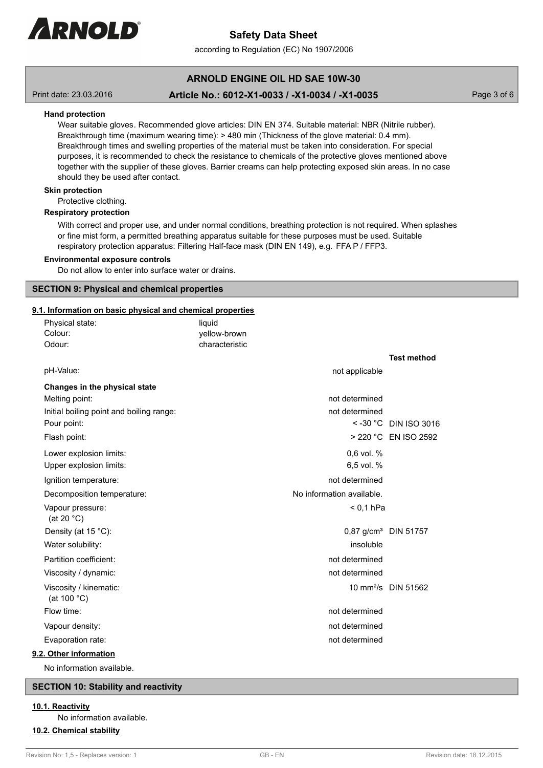**Hand protection**

Wear suitable gloves. Recommended glove articles: DIN EN 374. Suitable material: NBR (Nitrile rubber). Breakthrough time (maximum wearing time): > 480 min (Thickness of the glove material: 0.4 mm). Breakthrough times and swelling properties of the material must be taken into consideration. For special purposes, it is recommended to check the resistance to chemicals of the protective gloves mentioned above together with the supplier of these gloves. Barrier creams can help protecting exposed skin areas. In no case should they be used after contact.

**Skin protection**

Protective clothing.

**Respiratory protection**

With correct and proper use, and under normal conditions, breathing protection is not required. When splashes or fine mist form, a permitted breathing apparatus suitable for these purposes must be used. Suitable respiratory protection apparatus: Filtering Half-face mask (DIN EN 149), e.g. FFA P / FFP3.

**Environmental exposure controls**

Do not allow to enter into surface water or drains.

## SECTION 9: Physical and chemical properties

### 9.1. Information on basic physical and chemical properties

| | |
|---|---|
| Physical state: | liquid |
| Colour: | yellow-brown |
| Odour: | characteristic |

| | | Test method |
|---|---|---|
| pH-Value: | not applicable | |
| **Changes in the physical state** | | |
| Melting point: | not determined | |
| Initial boiling point and boiling range: | not determined | |
| Pour point: | < -30 °C | DIN ISO 3016 |
| Flash point: | > 220 °C | EN ISO 2592 |
| Lower explosion limits: | 0,6 vol. % | |
| Upper explosion limits: | 6,5 vol. % | |
| Ignition temperature: | not determined | |
| Decomposition temperature: | No information available. | |
| Vapour pressure: (at 20 °C) | < 0,1 hPa | |
| Density (at 15 °C): | 0,87 g/cm³ | DIN 51757 |
| Water solubility: | insoluble | |
| Partition coefficient: | not determined | |
| Viscosity / dynamic: | not determined | |
| Viscosity / kinematic: (at 100 °C) | 10 mm²/s | DIN 51562 |
| Flow time: | not determined | |
| Vapour density: | not determined | |
| Evaporation rate: | not determined | |

### 9.2. Other information

No information available.

## SECTION 10: Stability and reactivity

### 10.1. Reactivity

No information available.

### 10.2. Chemical stability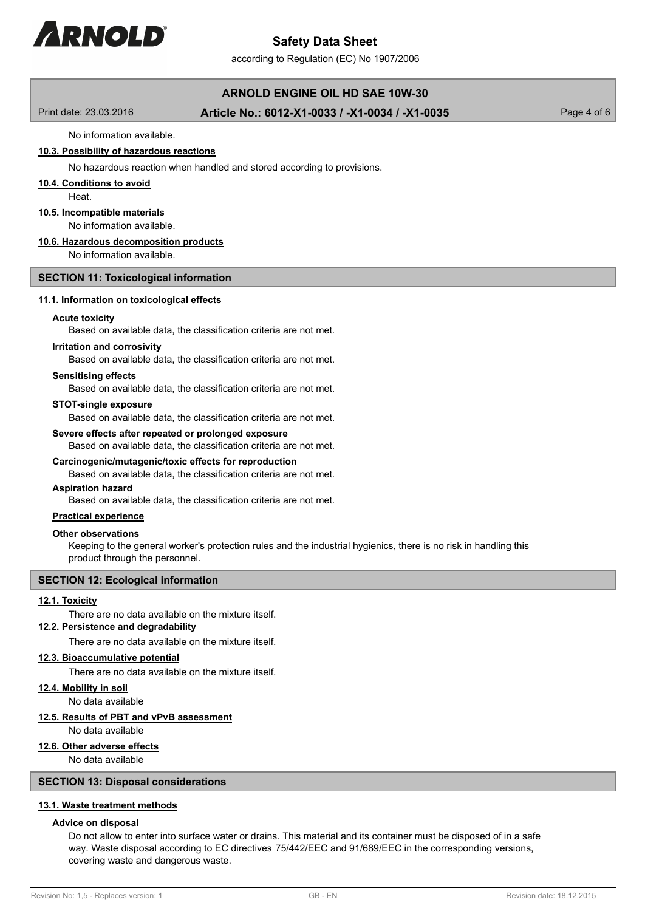No information available.

### 10.3. Possibility of hazardous reactions

No hazardous reaction when handled and stored according to provisions.

### 10.4. Conditions to avoid

Heat.

### 10.5. Incompatible materials

No information available.

### 10.6. Hazardous decomposition products

No information available.

## SECTION 11: Toxicological information

### 11.1. Information on toxicological effects

**Acute toxicity**

Based on available data, the classification criteria are not met.

**Irritation and corrosivity**

Based on available data, the classification criteria are not met.

**Sensitising effects**

Based on available data, the classification criteria are not met.

**STOT-single exposure**

Based on available data, the classification criteria are not met.

**Severe effects after repeated or prolonged exposure**

Based on available data, the classification criteria are not met.

**Carcinogenic/mutagenic/toxic effects for reproduction**

Based on available data, the classification criteria are not met.

**Aspiration hazard**

Based on available data, the classification criteria are not met.

**Practical experience**

**Other observations**

Keeping to the general worker's protection rules and the industrial hygienics, there is no risk in handling this product through the personnel.

## SECTION 12: Ecological information

### 12.1. Toxicity

There are no data available on the mixture itself.

### 12.2. Persistence and degradability

There are no data available on the mixture itself.

### 12.3. Bioaccumulative potential

There are no data available on the mixture itself.

### 12.4. Mobility in soil

No data available

### 12.5. Results of PBT and vPvB assessment

No data available

### 12.6. Other adverse effects

No data available

## SECTION 13: Disposal considerations

### 13.1. Waste treatment methods

**Advice on disposal**

Do not allow to enter into surface water or drains. This material and its container must be disposed of in a safe way. Waste disposal according to EC directives 75/442/EEC and 91/689/EEC in the corresponding versions, covering waste and dangerous waste.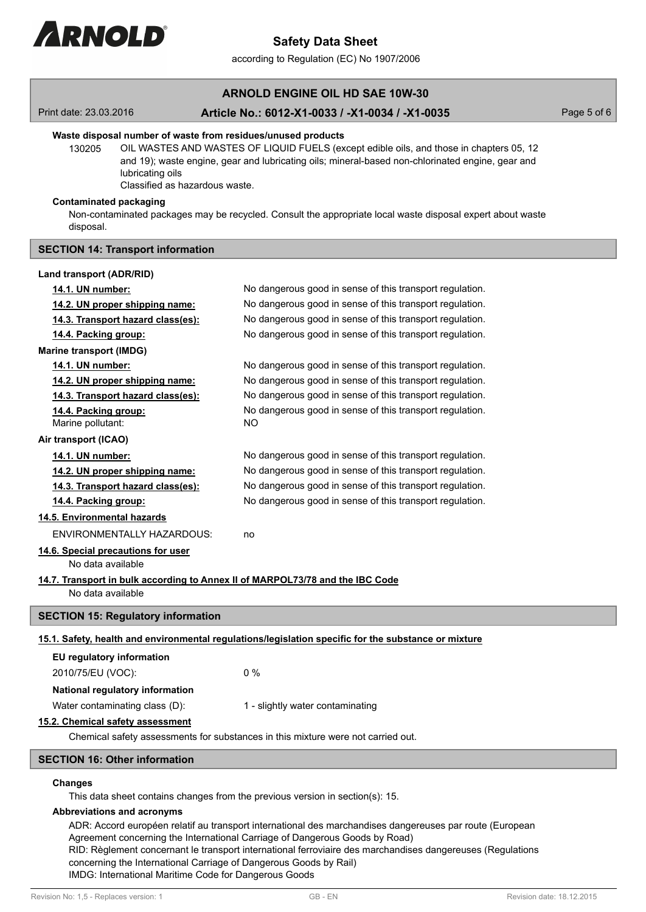**Waste disposal number of waste from residues/unused products**

130205 OIL WASTES AND WASTES OF LIQUID FUELS (except edible oils, and those in chapters 05, 12 and 19); waste engine, gear and lubricating oils; mineral-based non-chlorinated engine, gear and lubricating oils
Classified as hazardous waste.

**Contaminated packaging**

Non-contaminated packages may be recycled. Consult the appropriate local waste disposal expert about waste disposal.

## SECTION 14: Transport information

**Land transport (ADR/RID)**

| | |
|---|---|
| 14.1. UN number: | No dangerous good in sense of this transport regulation. |
| 14.2. UN proper shipping name: | No dangerous good in sense of this transport regulation. |
| 14.3. Transport hazard class(es): | No dangerous good in sense of this transport regulation. |
| 14.4. Packing group: | No dangerous good in sense of this transport regulation. |

**Marine transport (IMDG)**

| | |
|---|---|
| 14.1. UN number: | No dangerous good in sense of this transport regulation. |
| 14.2. UN proper shipping name: | No dangerous good in sense of this transport regulation. |
| 14.3. Transport hazard class(es): | No dangerous good in sense of this transport regulation. |
| 14.4. Packing group: | No dangerous good in sense of this transport regulation. |
| Marine pollutant: | NO |

**Air transport (ICAO)**

| | |
|---|---|
| 14.1. UN number: | No dangerous good in sense of this transport regulation. |
| 14.2. UN proper shipping name: | No dangerous good in sense of this transport regulation. |
| 14.3. Transport hazard class(es): | No dangerous good in sense of this transport regulation. |
| 14.4. Packing group: | No dangerous good in sense of this transport regulation. |

**14.5. Environmental hazards**

ENVIRONMENTALLY HAZARDOUS: no

**14.6. Special precautions for user**

No data available

**14.7. Transport in bulk according to Annex II of MARPOL73/78 and the IBC Code**

No data available

## SECTION 15: Regulatory information

**15.1. Safety, health and environmental regulations/legislation specific for the substance or mixture**

**EU regulatory information**

2010/75/EU (VOC): 0 %

**National regulatory information**

Water contaminating class (D): 1 - slightly water contaminating

**15.2. Chemical safety assessment**

Chemical safety assessments for substances in this mixture were not carried out.

## SECTION 16: Other information

**Changes**

This data sheet contains changes from the previous version in section(s): 15.

**Abbreviations and acronyms**

ADR: Accord européen relatif au transport international des marchandises dangereuses par route (European Agreement concerning the International Carriage of Dangerous Goods by Road)
RID: Règlement concernant le transport international ferroviaire des marchandises dangereuses (Regulations concerning the International Carriage of Dangerous Goods by Rail)
IMDG: International Maritime Code for Dangerous Goods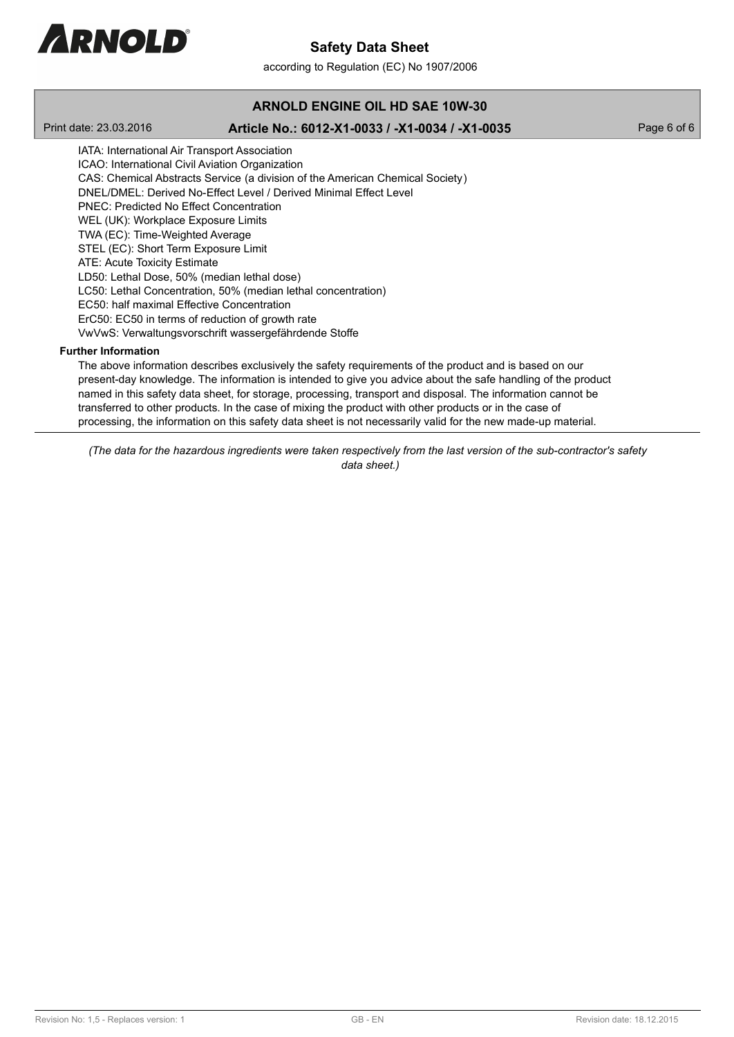IATA: International Air Transport Association
ICAO: International Civil Aviation Organization
CAS: Chemical Abstracts Service (a division of the American Chemical Society)
DNEL/DMEL: Derived No-Effect Level / Derived Minimal Effect Level
PNEC: Predicted No Effect Concentration
WEL (UK): Workplace Exposure Limits
TWA (EC): Time-Weighted Average
STEL (EC): Short Term Exposure Limit
ATE: Acute Toxicity Estimate
LD50: Lethal Dose, 50% (median lethal dose)
LC50: Lethal Concentration, 50% (median lethal concentration)
EC50: half maximal Effective Concentration
ErC50: EC50 in terms of reduction of growth rate
VwVwS: Verwaltungsvorschrift wassergefährdende Stoffe

**Further Information**

The above information describes exclusively the safety requirements of the product and is based on our present-day knowledge. The information is intended to give you advice about the safe handling of the product named in this safety data sheet, for storage, processing, transport and disposal. The information cannot be transferred to other products. In the case of mixing the product with other products or in the case of processing, the information on this safety data sheet is not necessarily valid for the new made-up material.

---

*(The data for the hazardous ingredients were taken respectively from the last version of the sub-contractor's safety data sheet.)*